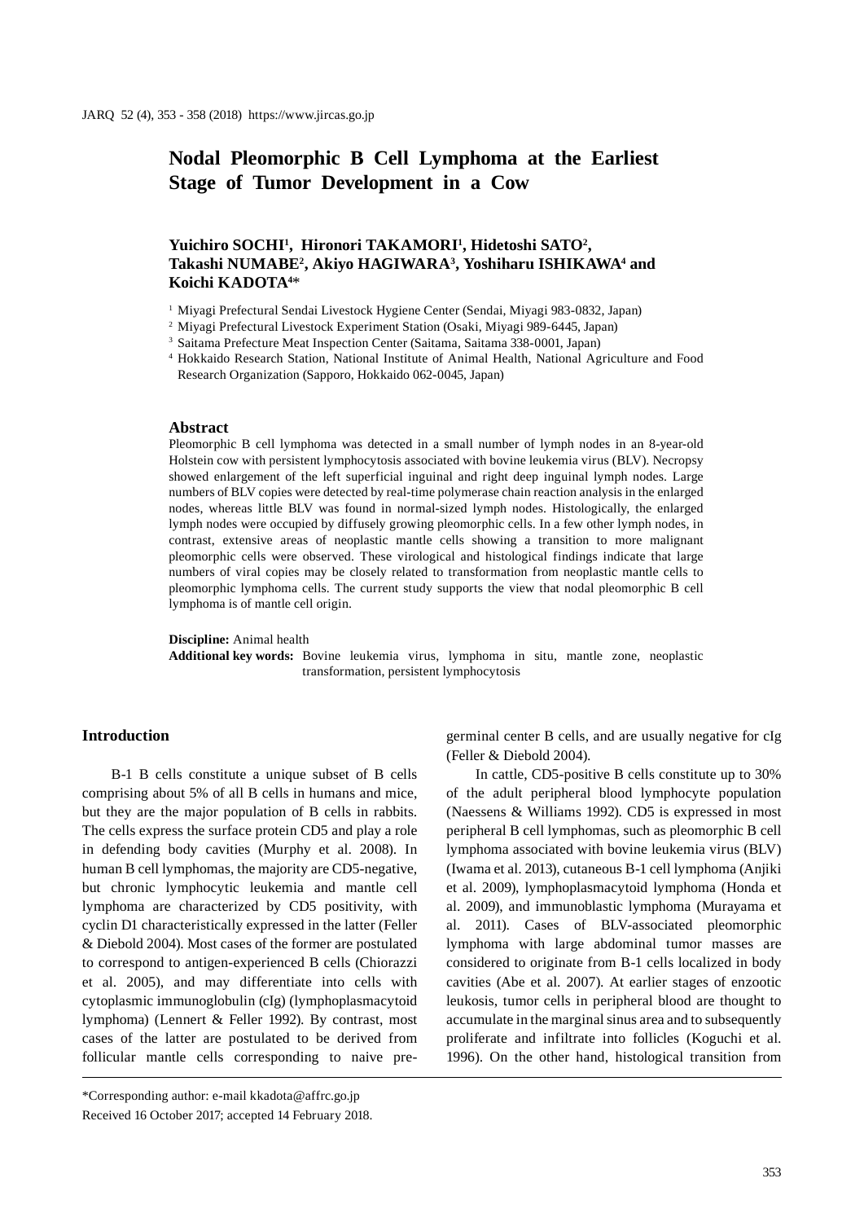# Nodal Pleomorphic B Cell Lymphoma at the Earliest Stage of Tumor Development in a Cow

**Yuichiro SOCHI[1], Hironori TAKAMORI[1], Hidetoshi SATO[2], Takashi NUMABE[2], Akiyo HAGIWARA[3], Yoshiharu ISHIKAWA[4] and Koichi KADOTA[4]***

[1] Miyagi Prefectural Sendai Livestock Hygiene Center (Sendai, Miyagi 983-0832, Japan)

[2] Miyagi Prefectural Livestock Experiment Station (Osaki, Miyagi 989-6445, Japan)

[3] Saitama Prefecture Meat Inspection Center (Saitama, Saitama 338-0001, Japan)

[4] Hokkaido Research Station, National Institute of Animal Health, National Agriculture and Food Research Organization (Sapporo, Hokkaido 062-0045, Japan)

## Abstract

Pleomorphic B cell lymphoma was detected in a small number of lymph nodes in an 8-year-old Holstein cow with persistent lymphocytosis associated with bovine leukemia virus (BLV). Necropsy showed enlargement of the left superficial inguinal and right deep inguinal lymph nodes. Large numbers of BLV copies were detected by real-time polymerase chain reaction analysis in the enlarged nodes, whereas little BLV was found in normal-sized lymph nodes. Histologically, the enlarged lymph nodes were occupied by diffusely growing pleomorphic cells. In a few other lymph nodes, in contrast, extensive areas of neoplastic mantle cells showing a transition to more malignant pleomorphic cells were observed. These virological and histological findings indicate that large numbers of viral copies may be closely related to transformation from neoplastic mantle cells to pleomorphic lymphoma cells. The current study supports the view that nodal pleomorphic B cell lymphoma is of mantle cell origin.

**Discipline:** Animal health

**Additional key words:** Bovine leukemia virus, lymphoma in situ, mantle zone, neoplastic transformation, persistent lymphocytosis

## Introduction

B-1 B cells constitute a unique subset of B cells comprising about 5% of all B cells in humans and mice, but they are the major population of B cells in rabbits. The cells express the surface protein CD5 and play a role in defending body cavities (Murphy et al. 2008). In human B cell lymphomas, the majority are CD5-negative, but chronic lymphocytic leukemia and mantle cell lymphoma are characterized by CD5 positivity, with cyclin D1 characteristically expressed in the latter (Feller & Diebold 2004). Most cases of the former are postulated to correspond to antigen-experienced B cells (Chiorazzi et al. 2005), and may differentiate into cells with cytoplasmic immunoglobulin (cIg) (lymphoplasmacytoid lymphoma) (Lennert & Feller 1992). By contrast, most cases of the latter are postulated to be derived from follicular mantle cells corresponding to naive pre-germinal center B cells, and are usually negative for cIg (Feller & Diebold 2004).

In cattle, CD5-positive B cells constitute up to 30% of the adult peripheral blood lymphocyte population (Naessens & Williams 1992). CD5 is expressed in most peripheral B cell lymphomas, such as pleomorphic B cell lymphoma associated with bovine leukemia virus (BLV) (Iwama et al. 2013), cutaneous B-1 cell lymphoma (Anjiki et al. 2009), lymphoplasmacytoid lymphoma (Honda et al. 2009), and immunoblastic lymphoma (Murayama et al. 2011). Cases of BLV-associated pleomorphic lymphoma with large abdominal tumor masses are considered to originate from B-1 cells localized in body cavities (Abe et al. 2007). At earlier stages of enzootic leukosis, tumor cells in peripheral blood are thought to accumulate in the marginal sinus area and to subsequently proliferate and infiltrate into follicles (Koguchi et al. 1996). On the other hand, histological transition from

*Corresponding author: e-mail kkadota@affrc.go.jp

Received 16 October 2017; accepted 14 February 2018.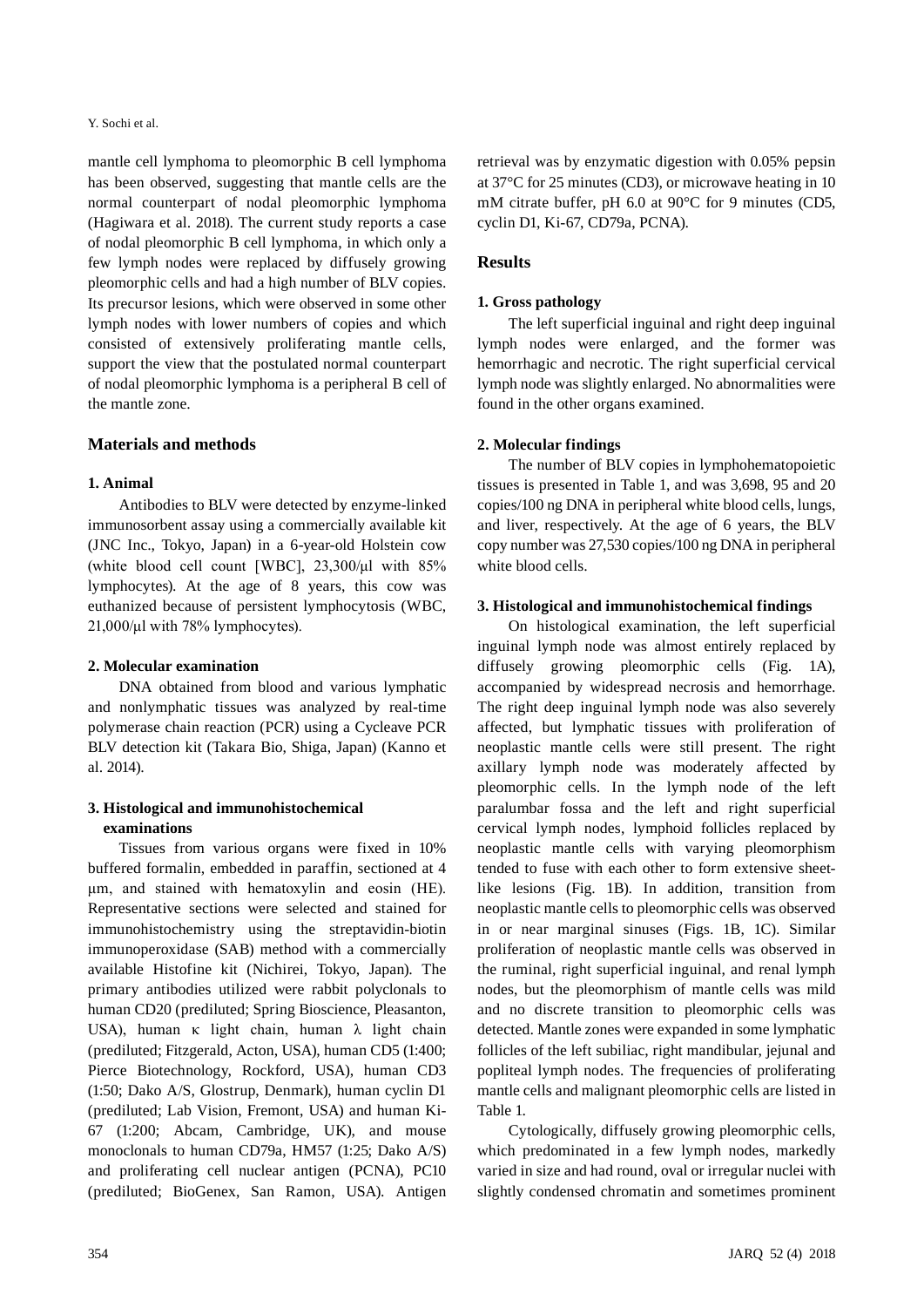mantle cell lymphoma to pleomorphic B cell lymphoma has been observed, suggesting that mantle cells are the normal counterpart of nodal pleomorphic lymphoma (Hagiwara et al. 2018). The current study reports a case of nodal pleomorphic B cell lymphoma, in which only a few lymph nodes were replaced by diffusely growing pleomorphic cells and had a high number of BLV copies. Its precursor lesions, which were observed in some other lymph nodes with lower numbers of copies and which consisted of extensively proliferating mantle cells, support the view that the postulated normal counterpart of nodal pleomorphic lymphoma is a peripheral B cell of the mantle zone.

## Materials and methods

### 1. Animal

Antibodies to BLV were detected by enzyme-linked immunosorbent assay using a commercially available kit (JNC Inc., Tokyo, Japan) in a 6-year-old Holstein cow (white blood cell count [WBC], 23,300/μl with 85% lymphocytes). At the age of 8 years, this cow was euthanized because of persistent lymphocytosis (WBC, 21,000/μl with 78% lymphocytes).

### 2. Molecular examination

DNA obtained from blood and various lymphatic and nonlymphatic tissues was analyzed by real-time polymerase chain reaction (PCR) using a Cycleave PCR BLV detection kit (Takara Bio, Shiga, Japan) (Kanno et al. 2014).

### 3. Histological and immunohistochemical examinations

Tissues from various organs were fixed in 10% buffered formalin, embedded in paraffin, sectioned at 4 μm, and stained with hematoxylin and eosin (HE). Representative sections were selected and stained for immunohistochemistry using the streptavidin-biotin immunoperoxidase (SAB) method with a commercially available Histofine kit (Nichirei, Tokyo, Japan). The primary antibodies utilized were rabbit polyclonals to human CD20 (prediluted; Spring Bioscience, Pleasanton, USA), human κ light chain, human λ light chain (prediluted; Fitzgerald, Acton, USA), human CD5 (1:400; Pierce Biotechnology, Rockford, USA), human CD3 (1:50; Dako A/S, Glostrup, Denmark), human cyclin D1 (prediluted; Lab Vision, Fremont, USA) and human Ki-67 (1:200; Abcam, Cambridge, UK), and mouse monoclonals to human CD79a, HM57 (1:25; Dako A/S) and proliferating cell nuclear antigen (PCNA), PC10 (prediluted; BioGenex, San Ramon, USA). Antigen retrieval was by enzymatic digestion with 0.05% pepsin at 37°C for 25 minutes (CD3), or microwave heating in 10 mM citrate buffer, pH 6.0 at 90°C for 9 minutes (CD5, cyclin D1, Ki-67, CD79a, PCNA).

## Results

### 1. Gross pathology

The left superficial inguinal and right deep inguinal lymph nodes were enlarged, and the former was hemorrhagic and necrotic. The right superficial cervical lymph node was slightly enlarged. No abnormalities were found in the other organs examined.

### 2. Molecular findings

The number of BLV copies in lymphohematopoietic tissues is presented in Table 1, and was 3,698, 95 and 20 copies/100 ng DNA in peripheral white blood cells, lungs, and liver, respectively. At the age of 6 years, the BLV copy number was 27,530 copies/100 ng DNA in peripheral white blood cells.

### 3. Histological and immunohistochemical findings

On histological examination, the left superficial inguinal lymph node was almost entirely replaced by diffusely growing pleomorphic cells (Fig. 1A), accompanied by widespread necrosis and hemorrhage. The right deep inguinal lymph node was also severely affected, but lymphatic tissues with proliferation of neoplastic mantle cells were still present. The right axillary lymph node was moderately affected by pleomorphic cells. In the lymph node of the left paralumbar fossa and the left and right superficial cervical lymph nodes, lymphoid follicles replaced by neoplastic mantle cells with varying pleomorphism tended to fuse with each other to form extensive sheet-like lesions (Fig. 1B). In addition, transition from neoplastic mantle cells to pleomorphic cells was observed in or near marginal sinuses (Figs. 1B, 1C). Similar proliferation of neoplastic mantle cells was observed in the ruminal, right superficial inguinal, and renal lymph nodes, but the pleomorphism of mantle cells was mild and no discrete transition to pleomorphic cells was detected. Mantle zones were expanded in some lymphatic follicles of the left subiliac, right mandibular, jejunal and popliteal lymph nodes. The frequencies of proliferating mantle cells and malignant pleomorphic cells are listed in Table 1.

Cytologically, diffusely growing pleomorphic cells, which predominated in a few lymph nodes, markedly varied in size and had round, oval or irregular nuclei with slightly condensed chromatin and sometimes prominent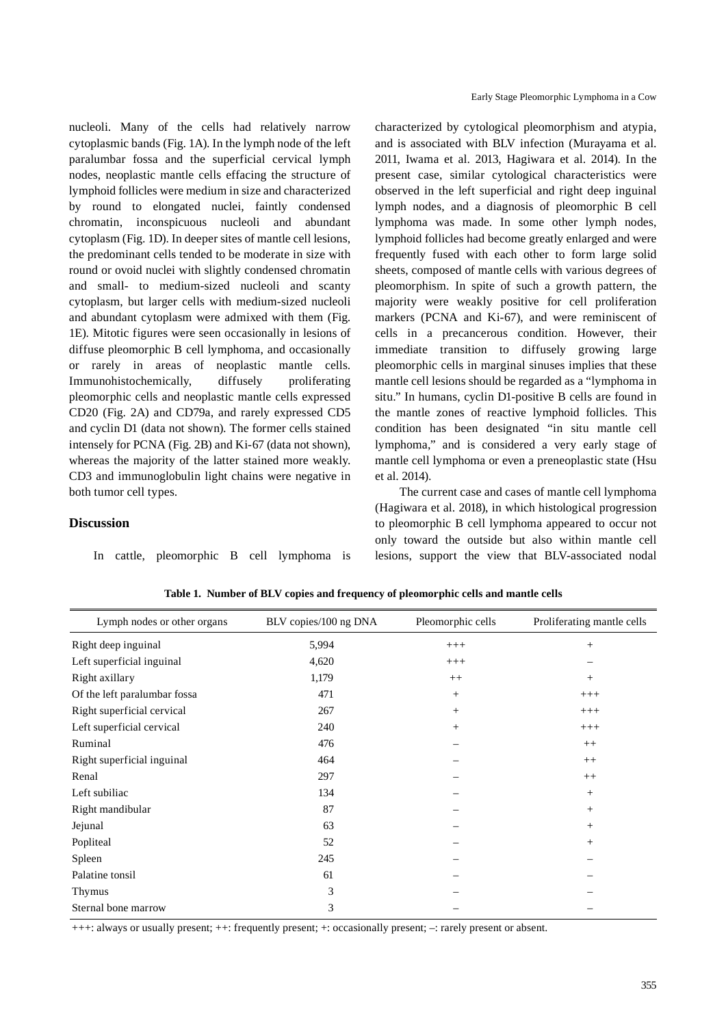nucleoli. Many of the cells had relatively narrow cytoplasmic bands (Fig. 1A). In the lymph node of the left paralumbar fossa and the superficial cervical lymph nodes, neoplastic mantle cells effacing the structure of lymphoid follicles were medium in size and characterized by round to elongated nuclei, faintly condensed chromatin, inconspicuous nucleoli and abundant cytoplasm (Fig. 1D). In deeper sites of mantle cell lesions, the predominant cells tended to be moderate in size with round or ovoid nuclei with slightly condensed chromatin and small- to medium-sized nucleoli and scanty cytoplasm, but larger cells with medium-sized nucleoli and abundant cytoplasm were admixed with them (Fig. 1E). Mitotic figures were seen occasionally in lesions of diffuse pleomorphic B cell lymphoma, and occasionally or rarely in areas of neoplastic mantle cells. Immunohistochemically, diffusely proliferating pleomorphic cells and neoplastic mantle cells expressed CD20 (Fig. 2A) and CD79a, and rarely expressed CD5 and cyclin D1 (data not shown). The former cells stained intensely for PCNA (Fig. 2B) and Ki-67 (data not shown), whereas the majority of the latter stained more weakly. CD3 and immunoglobulin light chains were negative in both tumor cell types.

## Discussion

In cattle, pleomorphic B cell lymphoma is characterized by cytological pleomorphism and atypia, and is associated with BLV infection (Murayama et al. 2011, Iwama et al. 2013, Hagiwara et al. 2014). In the present case, similar cytological characteristics were observed in the left superficial and right deep inguinal lymph nodes, and a diagnosis of pleomorphic B cell lymphoma was made. In some other lymph nodes, lymphoid follicles had become greatly enlarged and were frequently fused with each other to form large solid sheets, composed of mantle cells with various degrees of pleomorphism. In spite of such a growth pattern, the majority were weakly positive for cell proliferation markers (PCNA and Ki-67), and were reminiscent of cells in a precancerous condition. However, their immediate transition to diffusely growing large pleomorphic cells in marginal sinuses implies that these mantle cell lesions should be regarded as a "lymphoma in situ." In humans, cyclin D1-positive B cells are found in the mantle zones of reactive lymphoid follicles. This condition has been designated "in situ mantle cell lymphoma," and is considered a very early stage of mantle cell lymphoma or even a preneoplastic state (Hsu et al. 2014).

The current case and cases of mantle cell lymphoma (Hagiwara et al. 2018), in which histological progression to pleomorphic B cell lymphoma appeared to occur not only toward the outside but also within mantle cell lesions, support the view that BLV-associated nodal

**Table 1. Number of BLV copies and frequency of pleomorphic cells and mantle cells**

| Lymph nodes or other organs | BLV copies/100 ng DNA | Pleomorphic cells | Proliferating mantle cells |
|---|---|---|---|
| Right deep inguinal | 5,994 | +++ | + |
| Left superficial inguinal | 4,620 | +++ | – |
| Right axillary | 1,179 | ++ | + |
| Of the left paralumbar fossa | 471 | + | +++ |
| Right superficial cervical | 267 | + | +++ |
| Left superficial cervical | 240 | + | +++ |
| Ruminal | 476 | – | ++ |
| Right superficial inguinal | 464 | – | ++ |
| Renal | 297 | – | ++ |
| Left subiliac | 134 | – | + |
| Right mandibular | 87 | – | + |
| Jejunal | 63 | – | + |
| Popliteal | 52 | – | + |
| Spleen | 245 | – | – |
| Palatine tonsil | 61 | – | – |
| Thymus | 3 | – | – |
| Sternal bone marrow | 3 | – | – |

+++: always or usually present; ++: frequently present; +: occasionally present; –: rarely present or absent.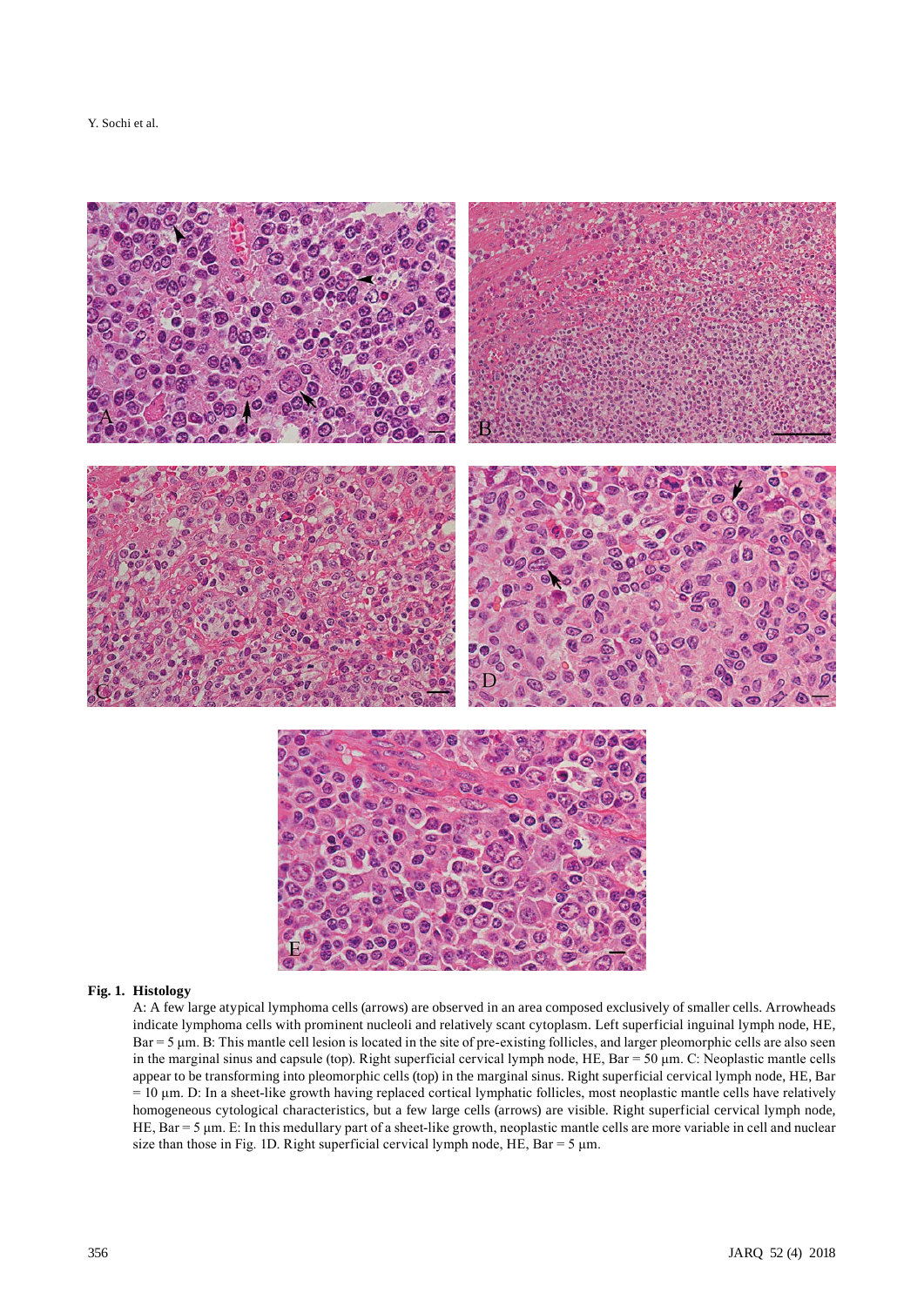**Fig. 1. Histology**

A: A few large atypical lymphoma cells (arrows) are observed in an area composed exclusively of smaller cells. Arrowheads indicate lymphoma cells with prominent nucleoli and relatively scant cytoplasm. Left superficial inguinal lymph node, HE, Bar = 5 μm. B: This mantle cell lesion is located in the site of pre-existing follicles, and larger pleomorphic cells are also seen in the marginal sinus and capsule (top). Right superficial cervical lymph node, HE, Bar = 50 μm. C: Neoplastic mantle cells appear to be transforming into pleomorphic cells (top) in the marginal sinus. Right superficial cervical lymph node, HE, Bar = 10 μm. D: In a sheet-like growth having replaced cortical lymphatic follicles, most neoplastic mantle cells have relatively homogeneous cytological characteristics, but a few large cells (arrows) are visible. Right superficial cervical lymph node, HE, Bar = 5 μm. E: In this medullary part of a sheet-like growth, neoplastic mantle cells are more variable in cell and nuclear size than those in Fig. 1D. Right superficial cervical lymph node, HE, Bar = 5 μm.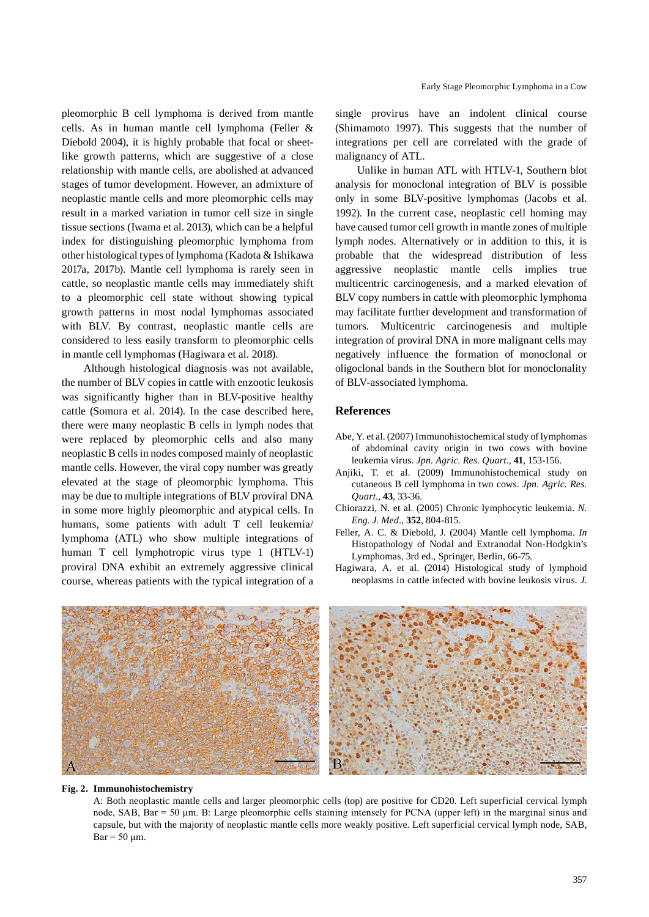pleomorphic B cell lymphoma is derived from mantle cells. As in human mantle cell lymphoma (Feller & Diebold 2004), it is highly probable that focal or sheet-like growth patterns, which are suggestive of a close relationship with mantle cells, are abolished at advanced stages of tumor development. However, an admixture of neoplastic mantle cells and more pleomorphic cells may result in a marked variation in tumor cell size in single tissue sections (Iwama et al. 2013), which can be a helpful index for distinguishing pleomorphic lymphoma from other histological types of lymphoma (Kadota & Ishikawa 2017a, 2017b). Mantle cell lymphoma is rarely seen in cattle, so neoplastic mantle cells may immediately shift to a pleomorphic cell state without showing typical growth patterns in most nodal lymphomas associated with BLV. By contrast, neoplastic mantle cells are considered to less easily transform to pleomorphic cells in mantle cell lymphomas (Hagiwara et al. 2018).

Although histological diagnosis was not available, the number of BLV copies in cattle with enzootic leukosis was significantly higher than in BLV-positive healthy cattle (Somura et al. 2014). In the case described here, there were many neoplastic B cells in lymph nodes that were replaced by pleomorphic cells and also many neoplastic B cells in nodes composed mainly of neoplastic mantle cells. However, the viral copy number was greatly elevated at the stage of pleomorphic lymphoma. This may be due to multiple integrations of BLV proviral DNA in some more highly pleomorphic and atypical cells. In humans, some patients with adult T cell leukemia/lymphoma (ATL) who show multiple integrations of human T cell lymphotropic virus type 1 (HTLV-1) proviral DNA exhibit an extremely aggressive clinical course, whereas patients with the typical integration of a single provirus have an indolent clinical course (Shimamoto 1997). This suggests that the number of integrations per cell are correlated with the grade of malignancy of ATL.

Unlike in human ATL with HTLV-1, Southern blot analysis for monoclonal integration of BLV is possible only in some BLV-positive lymphomas (Jacobs et al. 1992). In the current case, neoplastic cell homing may have caused tumor cell growth in mantle zones of multiple lymph nodes. Alternatively or in addition to this, it is probable that the widespread distribution of less aggressive neoplastic mantle cells implies true multicentric carcinogenesis, and a marked elevation of BLV copy numbers in cattle with pleomorphic lymphoma may facilitate further development and transformation of tumors. Multicentric carcinogenesis and multiple integration of proviral DNA in more malignant cells may negatively influence the formation of monoclonal or oligoclonal bands in the Southern blot for monoclonality of BLV-associated lymphoma.

## References

- Abe, Y. et al. (2007) Immunohistochemical study of lymphomas of abdominal cavity origin in two cows with bovine leukemia virus. *Jpn. Agric. Res. Quart.*, **41**, 153-156.
- Anjiki, T. et al. (2009) Immunohistochemical study on cutaneous B cell lymphoma in two cows. *Jpn. Agric. Res. Quart.*, **43**, 33-36.
- Chiorazzi, N. et al. (2005) Chronic lymphocytic leukemia. *N. Eng. J. Med.*, **352**, 804-815.
- Feller, A. C. & Diebold, J. (2004) Mantle cell lymphoma. *In* Histopathology of Nodal and Extranodal Non-Hodgkin's Lymphomas, 3rd ed., Springer, Berlin, 66-75.
- Hagiwara, A. et al. (2014) Histological study of lymphoid neoplasms in cattle infected with bovine leukosis virus. *J.*

**Fig. 2. Immunohistochemistry**

A: Both neoplastic mantle cells and larger pleomorphic cells (top) are positive for CD20. Left superficial cervical lymph node, SAB, Bar = 50 μm. B: Large pleomorphic cells staining intensely for PCNA (upper left) in the marginal sinus and capsule, but with the majority of neoplastic mantle cells more weakly positive. Left superficial cervical lymph node, SAB, Bar = 50 μm.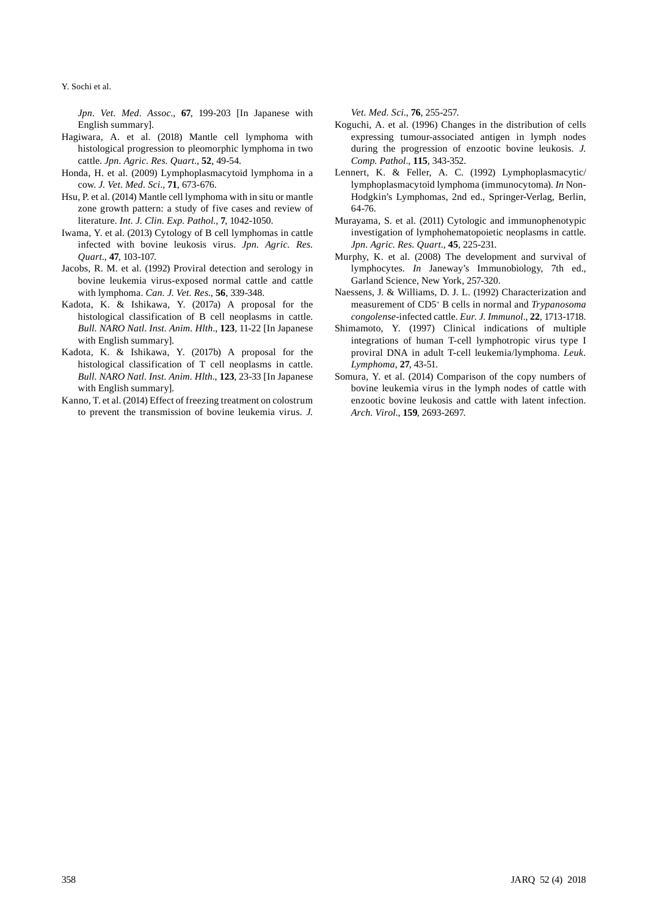*Jpn. Vet. Med. Assoc.*, **67**, 199-203 [In Japanese with English summary].

Hagiwara, A. et al. (2018) Mantle cell lymphoma with histological progression to pleomorphic lymphoma in two cattle. *Jpn. Agric. Res. Quart.*, **52**, 49-54.

Honda, H. et al. (2009) Lymphoplasmacytoid lymphoma in a cow. *J. Vet. Med. Sci.*, **71**, 673-676.

Hsu, P. et al. (2014) Mantle cell lymphoma with in situ or mantle zone growth pattern: a study of five cases and review of literature. *Int. J. Clin. Exp. Pathol.*, **7**, 1042-1050.

Iwama, Y. et al. (2013) Cytology of B cell lymphomas in cattle infected with bovine leukosis virus. *Jpn. Agric. Res. Quart.*, **47**, 103-107.

Jacobs, R. M. et al. (1992) Proviral detection and serology in bovine leukemia virus-exposed normal cattle and cattle with lymphoma. *Can. J. Vet. Res.*, **56**, 339-348.

Kadota, K. & Ishikawa, Y. (2017a) A proposal for the histological classification of B cell neoplasms in cattle. *Bull. NARO Natl. Inst. Anim. Hlth.*, **123**, 11-22 [In Japanese with English summary].

Kadota, K. & Ishikawa, Y. (2017b) A proposal for the histological classification of T cell neoplasms in cattle. *Bull. NARO Natl. Inst. Anim. Hlth.*, **123**, 23-33 [In Japanese with English summary].

Kanno, T. et al. (2014) Effect of freezing treatment on colostrum to prevent the transmission of bovine leukemia virus. *J. Vet. Med. Sci.*, **76**, 255-257.

Koguchi, A. et al. (1996) Changes in the distribution of cells expressing tumour-associated antigen in lymph nodes during the progression of enzootic bovine leukosis. *J. Comp. Pathol.*, **115**, 343-352.

Lennert, K. & Feller, A. C. (1992) Lymphoplasmacytic/lymphoplasmacytoid lymphoma (immunocytoma). *In* Non-Hodgkin's Lymphomas, 2nd ed., Springer-Verlag, Berlin, 64-76.

Murayama, S. et al. (2011) Cytologic and immunophenotypic investigation of lymphohematopoietic neoplasms in cattle. *Jpn. Agric. Res. Quart.*, **45**, 225-231.

Murphy, K. et al. (2008) The development and survival of lymphocytes. *In* Janeway's Immunobiology, 7th ed., Garland Science, New York, 257-320.

Naessens, J. & Williams, D. J. L. (1992) Characterization and measurement of $CD5^{+}$ B cells in normal and *Trypanosoma congolense*-infected cattle. *Eur. J. Immunol.*, **22**, 1713-1718.

Shimamoto, Y. (1997) Clinical indications of multiple integrations of human T-cell lymphotropic virus type I proviral DNA in adult T-cell leukemia/lymphoma. *Leuk. Lymphoma*, **27**, 43-51.

Somura, Y. et al. (2014) Comparison of the copy numbers of bovine leukemia virus in the lymph nodes of cattle with enzootic bovine leukosis and cattle with latent infection. *Arch. Virol.*, **159**, 2693-2697.